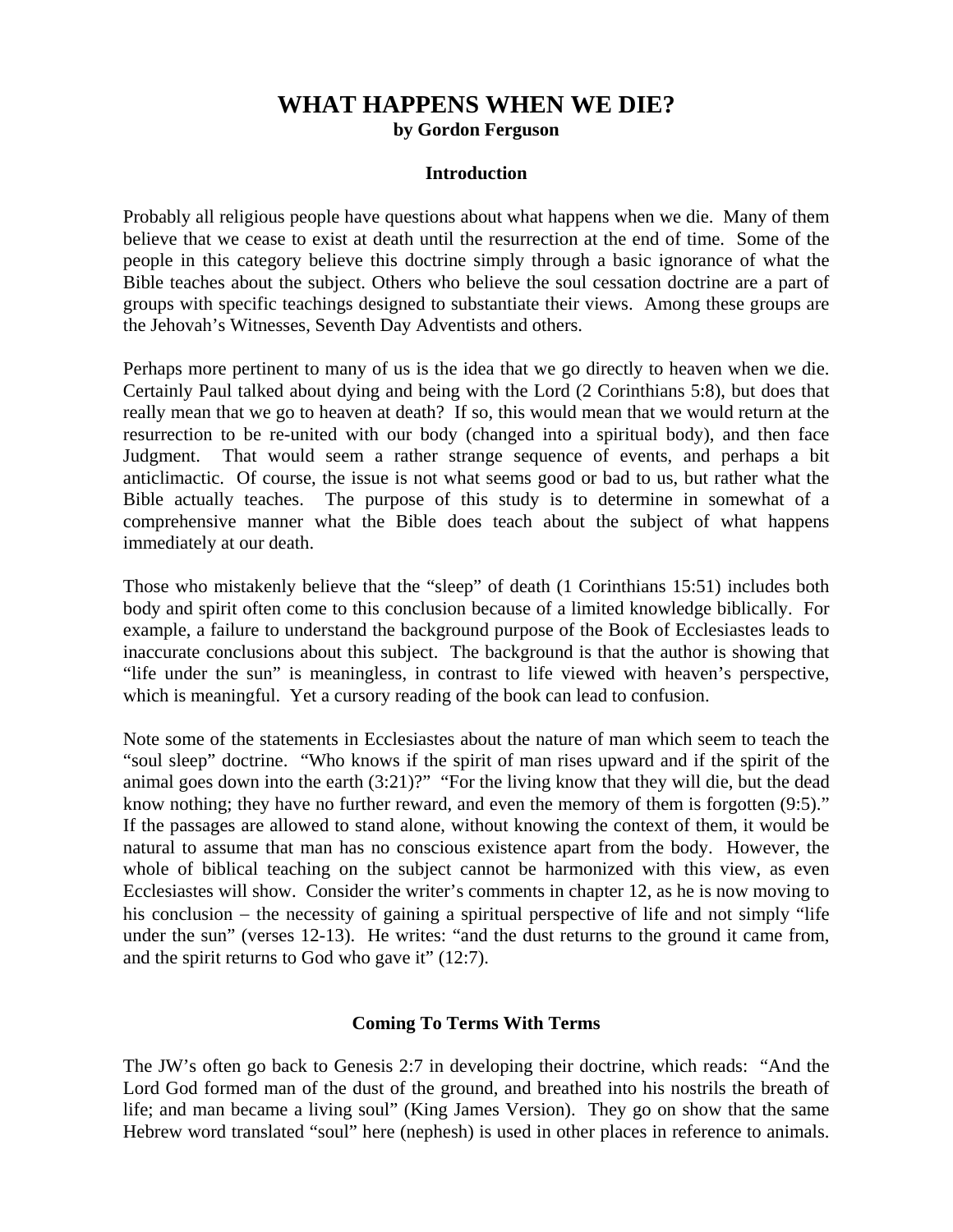# WHAT HAPPENS WHEN WE DIE?

**by Gordon Ferguson**

## Introduction

Probably all religious people have questions about what happens when we die. Many of them believe that we cease to exist at death until the resurrection at the end of time. Some of the people in this category believe this doctrine simply through a basic ignorance of what the Bible teaches about the subject. Others who believe the soul cessation doctrine are a part of groups with specific teachings designed to substantiate their views. Among these groups are the Jehovah's Witnesses, Seventh Day Adventists and others.

Perhaps more pertinent to many of us is the idea that we go directly to heaven when we die. Certainly Paul talked about dying and being with the Lord (2 Corinthians 5:8), but does that really mean that we go to heaven at death? If so, this would mean that we would return at the resurrection to be re-united with our body (changed into a spiritual body), and then face Judgment. That would seem a rather strange sequence of events, and perhaps a bit anticlimactic. Of course, the issue is not what seems good or bad to us, but rather what the Bible actually teaches. The purpose of this study is to determine in somewhat of a comprehensive manner what the Bible does teach about the subject of what happens immediately at our death.

Those who mistakenly believe that the "sleep" of death (1 Corinthians 15:51) includes both body and spirit often come to this conclusion because of a limited knowledge biblically. For example, a failure to understand the background purpose of the Book of Ecclesiastes leads to inaccurate conclusions about this subject. The background is that the author is showing that "life under the sun" is meaningless, in contrast to life viewed with heaven's perspective, which is meaningful. Yet a cursory reading of the book can lead to confusion.

Note some of the statements in Ecclesiastes about the nature of man which seem to teach the "soul sleep" doctrine. "Who knows if the spirit of man rises upward and if the spirit of the animal goes down into the earth (3:21)?" "For the living know that they will die, but the dead know nothing; they have no further reward, and even the memory of them is forgotten (9:5)." If the passages are allowed to stand alone, without knowing the context of them, it would be natural to assume that man has no conscious existence apart from the body. However, the whole of biblical teaching on the subject cannot be harmonized with this view, as even Ecclesiastes will show. Consider the writer's comments in chapter 12, as he is now moving to his conclusion – the necessity of gaining a spiritual perspective of life and not simply "life under the sun" (verses 12-13). He writes: "and the dust returns to the ground it came from, and the spirit returns to God who gave it" (12:7).

## Coming To Terms With Terms

The JW's often go back to Genesis 2:7 in developing their doctrine, which reads: "And the Lord God formed man of the dust of the ground, and breathed into his nostrils the breath of life; and man became a living soul" (King James Version). They go on show that the same Hebrew word translated "soul" here (nephesh) is used in other places in reference to animals.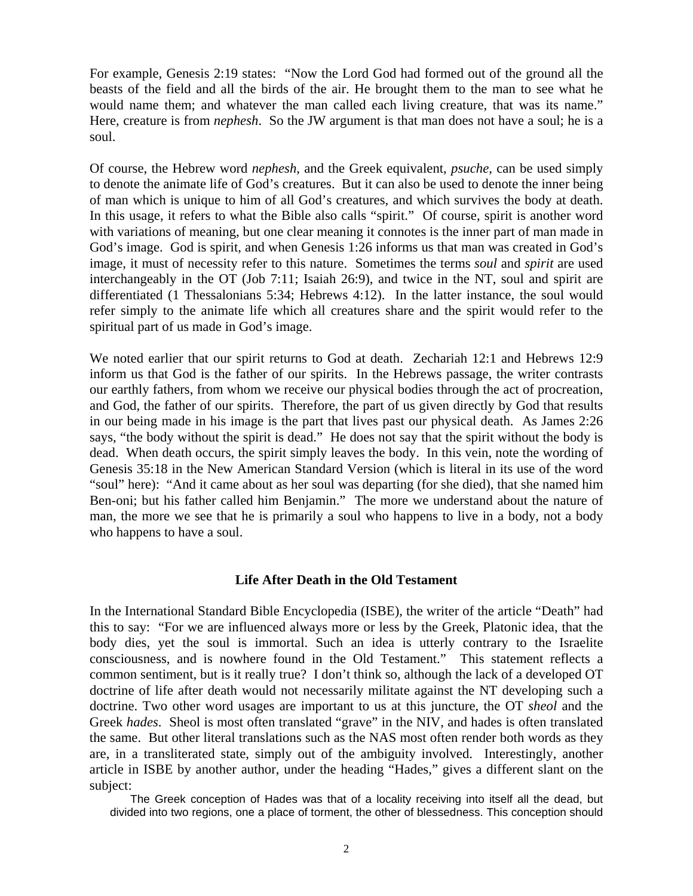For example, Genesis 2:19 states: "Now the Lord God had formed out of the ground all the beasts of the field and all the birds of the air. He brought them to the man to see what he would name them; and whatever the man called each living creature, that was its name." Here, creature is from *nephesh*. So the JW argument is that man does not have a soul; he is a soul.

Of course, the Hebrew word *nephesh*, and the Greek equivalent, *psuche*, can be used simply to denote the animate life of God's creatures. But it can also be used to denote the inner being of man which is unique to him of all God's creatures, and which survives the body at death. In this usage, it refers to what the Bible also calls "spirit." Of course, spirit is another word with variations of meaning, but one clear meaning it connotes is the inner part of man made in God's image. God is spirit, and when Genesis 1:26 informs us that man was created in God's image, it must of necessity refer to this nature. Sometimes the terms *soul* and *spirit* are used interchangeably in the OT (Job 7:11; Isaiah 26:9), and twice in the NT, soul and spirit are differentiated (1 Thessalonians 5:34; Hebrews 4:12). In the latter instance, the soul would refer simply to the animate life which all creatures share and the spirit would refer to the spiritual part of us made in God's image.

We noted earlier that our spirit returns to God at death. Zechariah 12:1 and Hebrews 12:9 inform us that God is the father of our spirits. In the Hebrews passage, the writer contrasts our earthly fathers, from whom we receive our physical bodies through the act of procreation, and God, the father of our spirits. Therefore, the part of us given directly by God that results in our being made in his image is the part that lives past our physical death. As James 2:26 says, "the body without the spirit is dead." He does not say that the spirit without the body is dead. When death occurs, the spirit simply leaves the body. In this vein, note the wording of Genesis 35:18 in the New American Standard Version (which is literal in its use of the word "soul" here): "And it came about as her soul was departing (for she died), that she named him Ben-oni; but his father called him Benjamin." The more we understand about the nature of man, the more we see that he is primarily a soul who happens to live in a body, not a body who happens to have a soul.

### Life After Death in the Old Testament

In the International Standard Bible Encyclopedia (ISBE), the writer of the article "Death" had this to say: "For we are influenced always more or less by the Greek, Platonic idea, that the body dies, yet the soul is immortal. Such an idea is utterly contrary to the Israelite consciousness, and is nowhere found in the Old Testament." This statement reflects a common sentiment, but is it really true? I don't think so, although the lack of a developed OT doctrine of life after death would not necessarily militate against the NT developing such a doctrine. Two other word usages are important to us at this juncture, the OT *sheol* and the Greek *hades*. Sheol is most often translated "grave" in the NIV, and hades is often translated the same. But other literal translations such as the NAS most often render both words as they are, in a transliterated state, simply out of the ambiguity involved. Interestingly, another article in ISBE by another author, under the heading "Hades," gives a different slant on the subject:

> The Greek conception of Hades was that of a locality receiving into itself all the dead, but divided into two regions, one a place of torment, the other of blessedness. This conception should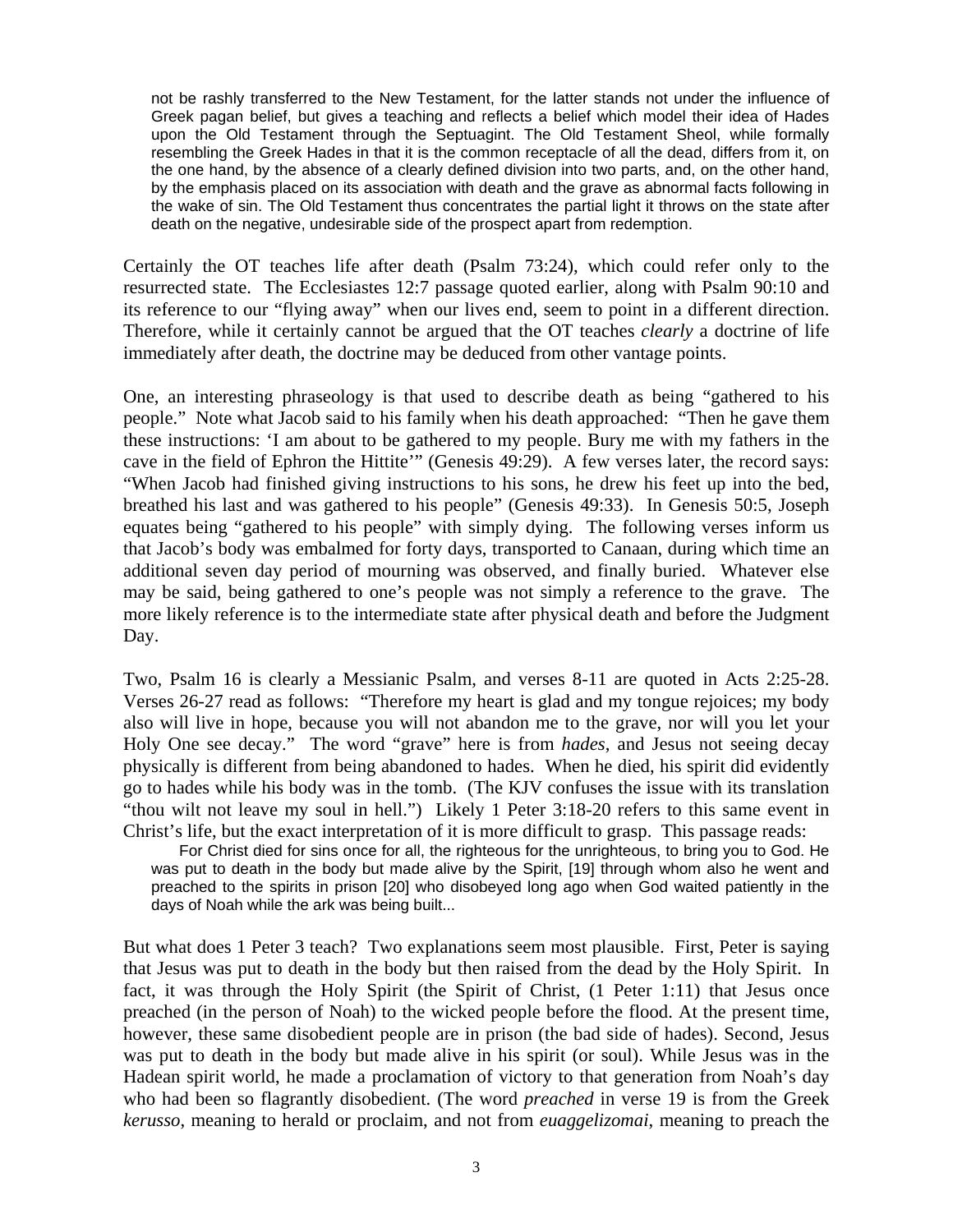> not be rashly transferred to the New Testament, for the latter stands not under the influence of Greek pagan belief, but gives a teaching and reflects a belief which model their idea of Hades upon the Old Testament through the Septuagint. The Old Testament Sheol, while formally resembling the Greek Hades in that it is the common receptacle of all the dead, differs from it, on the one hand, by the absence of a clearly defined division into two parts, and, on the other hand, by the emphasis placed on its association with death and the grave as abnormal facts following in the wake of sin. The Old Testament thus concentrates the partial light it throws on the state after death on the negative, undesirable side of the prospect apart from redemption.

Certainly the OT teaches life after death (Psalm 73:24), which could refer only to the resurrected state. The Ecclesiastes 12:7 passage quoted earlier, along with Psalm 90:10 and its reference to our "flying away" when our lives end, seem to point in a different direction. Therefore, while it certainly cannot be argued that the OT teaches *clearly* a doctrine of life immediately after death, the doctrine may be deduced from other vantage points.

One, an interesting phraseology is that used to describe death as being "gathered to his people." Note what Jacob said to his family when his death approached: "Then he gave them these instructions: 'I am about to be gathered to my people. Bury me with my fathers in the cave in the field of Ephron the Hittite'" (Genesis 49:29). A few verses later, the record says: "When Jacob had finished giving instructions to his sons, he drew his feet up into the bed, breathed his last and was gathered to his people" (Genesis 49:33). In Genesis 50:5, Joseph equates being "gathered to his people" with simply dying. The following verses inform us that Jacob's body was embalmed for forty days, transported to Canaan, during which time an additional seven day period of mourning was observed, and finally buried. Whatever else may be said, being gathered to one's people was not simply a reference to the grave. The more likely reference is to the intermediate state after physical death and before the Judgment Day.

Two, Psalm 16 is clearly a Messianic Psalm, and verses 8-11 are quoted in Acts 2:25-28. Verses 26-27 read as follows: "Therefore my heart is glad and my tongue rejoices; my body also will live in hope, because you will not abandon me to the grave, nor will you let your Holy One see decay." The word "grave" here is from *hades*, and Jesus not seeing decay physically is different from being abandoned to hades. When he died, his spirit did evidently go to hades while his body was in the tomb. (The KJV confuses the issue with its translation "thou wilt not leave my soul in hell.") Likely 1 Peter 3:18-20 refers to this same event in Christ's life, but the exact interpretation of it is more difficult to grasp. This passage reads:

> For Christ died for sins once for all, the righteous for the unrighteous, to bring you to God. He was put to death in the body but made alive by the Spirit, [19] through whom also he went and preached to the spirits in prison [20] who disobeyed long ago when God waited patiently in the days of Noah while the ark was being built...

But what does 1 Peter 3 teach? Two explanations seem most plausible. First, Peter is saying that Jesus was put to death in the body but then raised from the dead by the Holy Spirit. In fact, it was through the Holy Spirit (the Spirit of Christ, (1 Peter 1:11) that Jesus once preached (in the person of Noah) to the wicked people before the flood. At the present time, however, these same disobedient people are in prison (the bad side of hades). Second, Jesus was put to death in the body but made alive in his spirit (or soul). While Jesus was in the Hadean spirit world, he made a proclamation of victory to that generation from Noah's day who had been so flagrantly disobedient. (The word *preached* in verse 19 is from the Greek *kerusso*, meaning to herald or proclaim, and not from *euaggelizomai*, meaning to preach the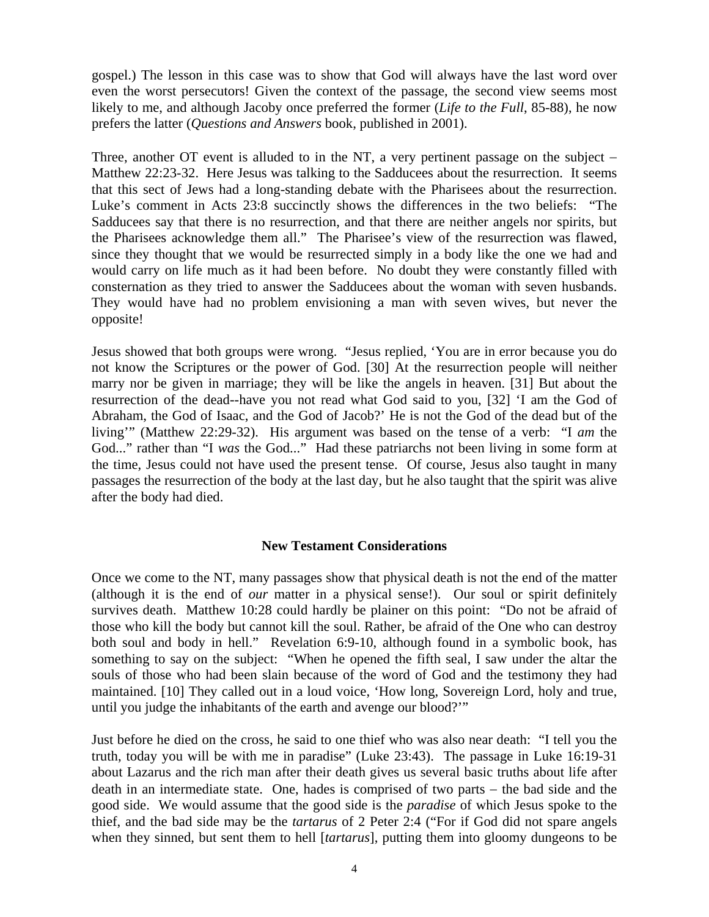gospel.) The lesson in this case was to show that God will always have the last word over even the worst persecutors! Given the context of the passage, the second view seems most likely to me, and although Jacoby once preferred the former (*Life to the Full*, 85-88), he now prefers the latter (*Questions and Answers* book, published in 2001).

Three, another OT event is alluded to in the NT, a very pertinent passage on the subject – Matthew 22:23-32. Here Jesus was talking to the Sadducees about the resurrection. It seems that this sect of Jews had a long-standing debate with the Pharisees about the resurrection. Luke's comment in Acts 23:8 succinctly shows the differences in the two beliefs: "The Sadducees say that there is no resurrection, and that there are neither angels nor spirits, but the Pharisees acknowledge them all." The Pharisee's view of the resurrection was flawed, since they thought that we would be resurrected simply in a body like the one we had and would carry on life much as it had been before. No doubt they were constantly filled with consternation as they tried to answer the Sadducees about the woman with seven husbands. They would have had no problem envisioning a man with seven wives, but never the opposite!

Jesus showed that both groups were wrong. "Jesus replied, 'You are in error because you do not know the Scriptures or the power of God. [30] At the resurrection people will neither marry nor be given in marriage; they will be like the angels in heaven. [31] But about the resurrection of the dead--have you not read what God said to you, [32] 'I am the God of Abraham, the God of Isaac, and the God of Jacob?' He is not the God of the dead but of the living'" (Matthew 22:29-32). His argument was based on the tense of a verb: "I *am* the God..." rather than "I *was* the God..." Had these patriarchs not been living in some form at the time, Jesus could not have used the present tense. Of course, Jesus also taught in many passages the resurrection of the body at the last day, but he also taught that the spirit was alive after the body had died.

## New Testament Considerations

Once we come to the NT, many passages show that physical death is not the end of the matter (although it is the end of *our* matter in a physical sense!). Our soul or spirit definitely survives death. Matthew 10:28 could hardly be plainer on this point: "Do not be afraid of those who kill the body but cannot kill the soul. Rather, be afraid of the One who can destroy both soul and body in hell." Revelation 6:9-10, although found in a symbolic book, has something to say on the subject: "When he opened the fifth seal, I saw under the altar the souls of those who had been slain because of the word of God and the testimony they had maintained. [10] They called out in a loud voice, 'How long, Sovereign Lord, holy and true, until you judge the inhabitants of the earth and avenge our blood?'"

Just before he died on the cross, he said to one thief who was also near death: "I tell you the truth, today you will be with me in paradise" (Luke 23:43). The passage in Luke 16:19-31 about Lazarus and the rich man after their death gives us several basic truths about life after death in an intermediate state. One, hades is comprised of two parts – the bad side and the good side. We would assume that the good side is the *paradise* of which Jesus spoke to the thief, and the bad side may be the *tartarus* of 2 Peter 2:4 ("For if God did not spare angels when they sinned, but sent them to hell [*tartarus*], putting them into gloomy dungeons to be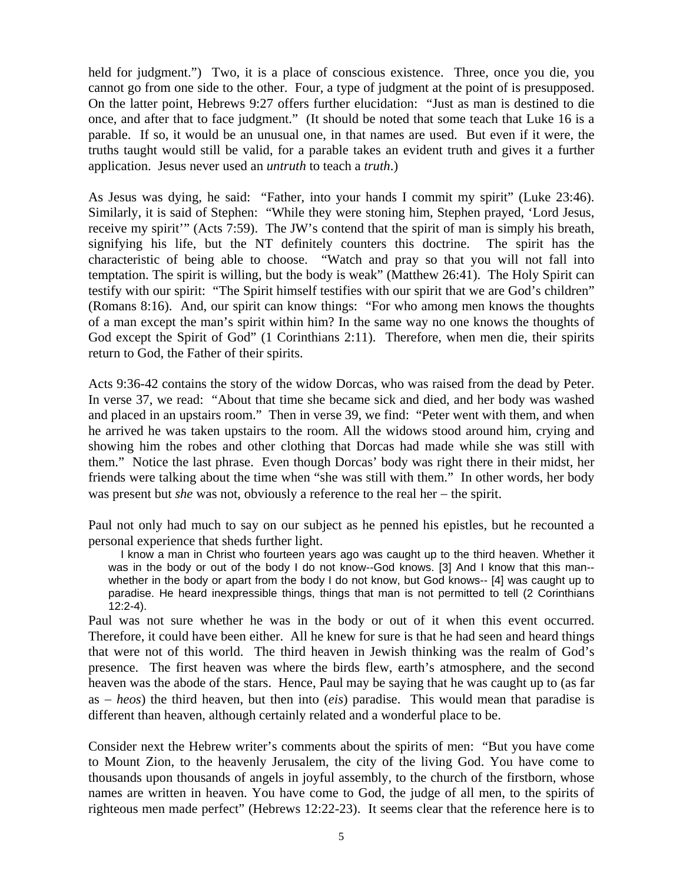held for judgment.") Two, it is a place of conscious existence. Three, once you die, you cannot go from one side to the other. Four, a type of judgment at the point of is presupposed. On the latter point, Hebrews 9:27 offers further elucidation: "Just as man is destined to die once, and after that to face judgment." (It should be noted that some teach that Luke 16 is a parable. If so, it would be an unusual one, in that names are used. But even if it were, the truths taught would still be valid, for a parable takes an evident truth and gives it a further application. Jesus never used an *untruth* to teach a *truth*.)

As Jesus was dying, he said: "Father, into your hands I commit my spirit" (Luke 23:46). Similarly, it is said of Stephen: "While they were stoning him, Stephen prayed, 'Lord Jesus, receive my spirit'" (Acts 7:59). The JW's contend that the spirit of man is simply his breath, signifying his life, but the NT definitely counters this doctrine. The spirit has the characteristic of being able to choose. "Watch and pray so that you will not fall into temptation. The spirit is willing, but the body is weak" (Matthew 26:41). The Holy Spirit can testify with our spirit: "The Spirit himself testifies with our spirit that we are God's children" (Romans 8:16). And, our spirit can know things: "For who among men knows the thoughts of a man except the man's spirit within him? In the same way no one knows the thoughts of God except the Spirit of God" (1 Corinthians 2:11). Therefore, when men die, their spirits return to God, the Father of their spirits.

Acts 9:36-42 contains the story of the widow Dorcas, who was raised from the dead by Peter. In verse 37, we read: "About that time she became sick and died, and her body was washed and placed in an upstairs room." Then in verse 39, we find: "Peter went with them, and when he arrived he was taken upstairs to the room. All the widows stood around him, crying and showing him the robes and other clothing that Dorcas had made while she was still with them." Notice the last phrase. Even though Dorcas' body was right there in their midst, her friends were talking about the time when "she was still with them." In other words, her body was present but *she* was not, obviously a reference to the real her – the spirit.

Paul not only had much to say on our subject as he penned his epistles, but he recounted a personal experience that sheds further light.

> I know a man in Christ who fourteen years ago was caught up to the third heaven. Whether it was in the body or out of the body I do not know--God knows. [3] And I know that this man--whether in the body or apart from the body I do not know, but God knows-- [4] was caught up to paradise. He heard inexpressible things, things that man is not permitted to tell (2 Corinthians 12:2-4).

Paul was not sure whether he was in the body or out of it when this event occurred. Therefore, it could have been either. All he knew for sure is that he had seen and heard things that were not of this world. The third heaven in Jewish thinking was the realm of God's presence. The first heaven was where the birds flew, earth's atmosphere, and the second heaven was the abode of the stars. Hence, Paul may be saying that he was caught up to (as far as – *heos*) the third heaven, but then into (*eis*) paradise. This would mean that paradise is different than heaven, although certainly related and a wonderful place to be.

Consider next the Hebrew writer's comments about the spirits of men: "But you have come to Mount Zion, to the heavenly Jerusalem, the city of the living God. You have come to thousands upon thousands of angels in joyful assembly, to the church of the firstborn, whose names are written in heaven. You have come to God, the judge of all men, to the spirits of righteous men made perfect" (Hebrews 12:22-23). It seems clear that the reference here is to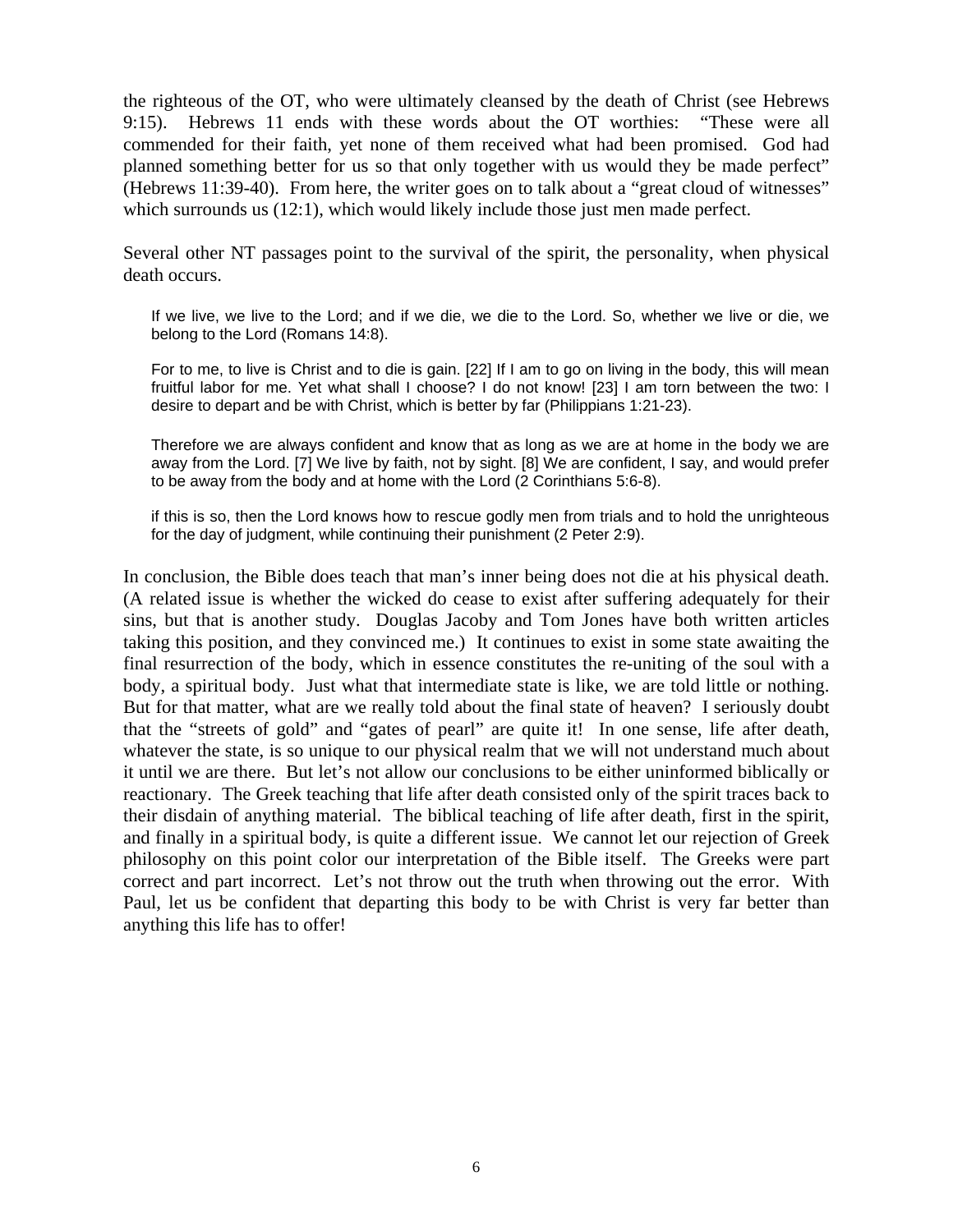the righteous of the OT, who were ultimately cleansed by the death of Christ (see Hebrews 9:15). Hebrews 11 ends with these words about the OT worthies: "These were all commended for their faith, yet none of them received what had been promised. God had planned something better for us so that only together with us would they be made perfect" (Hebrews 11:39-40). From here, the writer goes on to talk about a "great cloud of witnesses" which surrounds us (12:1), which would likely include those just men made perfect.

Several other NT passages point to the survival of the spirit, the personality, when physical death occurs.

> If we live, we live to the Lord; and if we die, we die to the Lord. So, whether we live or die, we belong to the Lord (Romans 14:8).
>
> For to me, to live is Christ and to die is gain. [22] If I am to go on living in the body, this will mean fruitful labor for me. Yet what shall I choose? I do not know! [23] I am torn between the two: I desire to depart and be with Christ, which is better by far (Philippians 1:21-23).
>
> Therefore we are always confident and know that as long as we are at home in the body we are away from the Lord. [7] We live by faith, not by sight. [8] We are confident, I say, and would prefer to be away from the body and at home with the Lord (2 Corinthians 5:6-8).
>
> if this is so, then the Lord knows how to rescue godly men from trials and to hold the unrighteous for the day of judgment, while continuing their punishment (2 Peter 2:9).

In conclusion, the Bible does teach that man's inner being does not die at his physical death. (A related issue is whether the wicked do cease to exist after suffering adequately for their sins, but that is another study. Douglas Jacoby and Tom Jones have both written articles taking this position, and they convinced me.) It continues to exist in some state awaiting the final resurrection of the body, which in essence constitutes the re-uniting of the soul with a body, a spiritual body. Just what that intermediate state is like, we are told little or nothing. But for that matter, what are we really told about the final state of heaven? I seriously doubt that the "streets of gold" and "gates of pearl" are quite it! In one sense, life after death, whatever the state, is so unique to our physical realm that we will not understand much about it until we are there. But let's not allow our conclusions to be either uninformed biblically or reactionary. The Greek teaching that life after death consisted only of the spirit traces back to their disdain of anything material. The biblical teaching of life after death, first in the spirit, and finally in a spiritual body, is quite a different issue. We cannot let our rejection of Greek philosophy on this point color our interpretation of the Bible itself. The Greeks were part correct and part incorrect. Let's not throw out the truth when throwing out the error. With Paul, let us be confident that departing this body to be with Christ is very far better than anything this life has to offer!